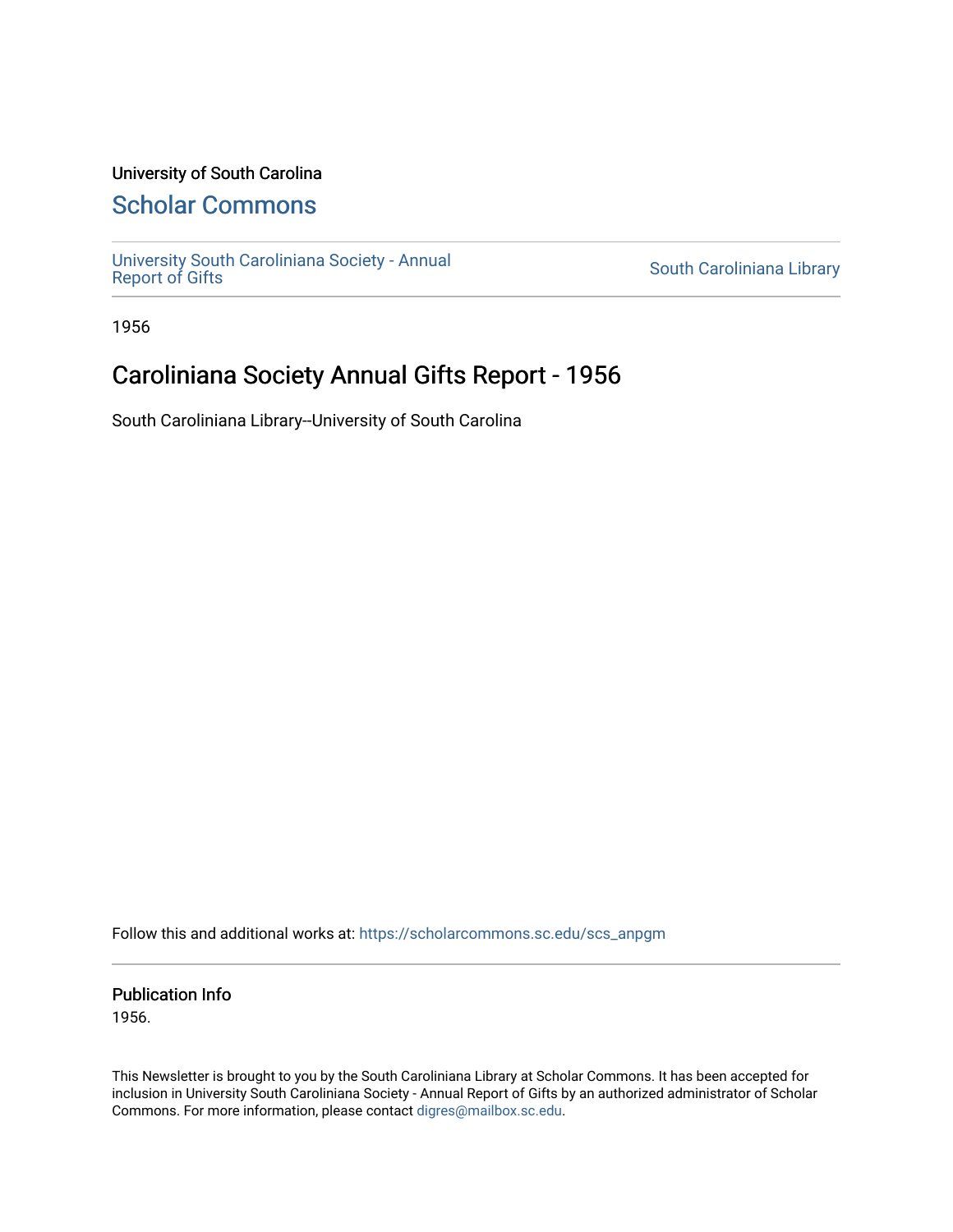University of South Carolina

# Scholar Commons

University South Caroliniana Society - Annual Report of Gifts

South Caroliniana Library

1956

## Caroliniana Society Annual Gifts Report - 1956

South Caroliniana Library--University of South Carolina

Follow this and additional works at: https://scholarcommons.sc.edu/scs_anpgm

### Publication Info

1956.

This Newsletter is brought to you by the South Caroliniana Library at Scholar Commons. It has been accepted for inclusion in University South Caroliniana Society - Annual Report of Gifts by an authorized administrator of Scholar Commons. For more information, please contact digres@mailbox.sc.edu.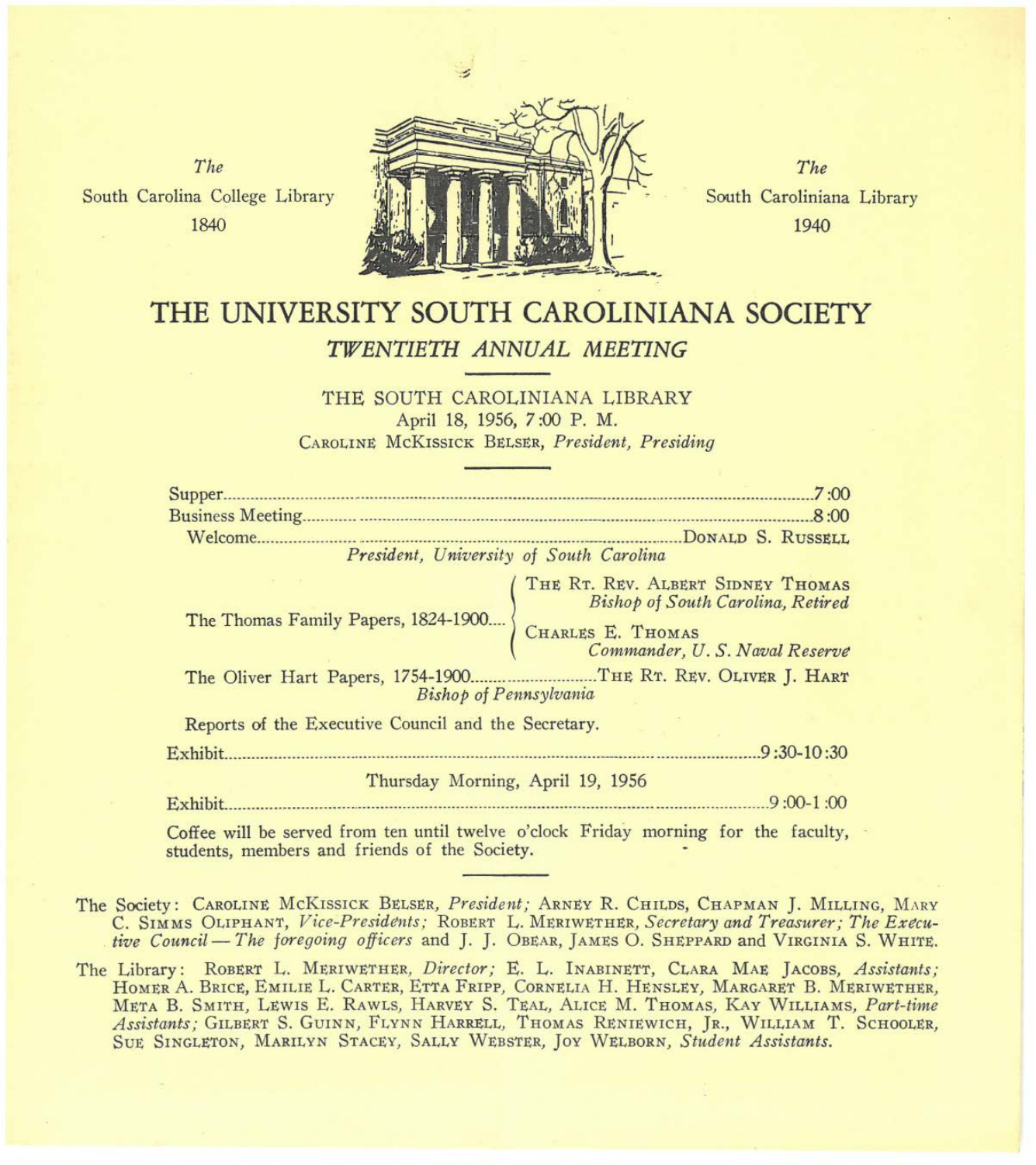*The*
South Carolina College Library
1840

*The*
South Caroliniana Library
1940

# THE UNIVERSITY SOUTH CAROLINIANA SOCIETY

## *TWENTIETH ANNUAL MEETING*

THE SOUTH CAROLINIANA LIBRARY
April 18, 1956, 7:00 P. M.
CAROLINE MCKISSICK BELSER, *President, Presiding*

Supper............................................................7:00

Business Meeting............................................................8:00

Welcome............................................................DONALD S. RUSSELL
*President, University of South Carolina*

The Thomas Family Papers, 1824-1900.... THE RT. REV. ALBERT SIDNEY THOMAS, *Bishop of South Carolina, Retired*; CHARLES E. THOMAS, *Commander, U. S. Naval Reserve*

The Oliver Hart Papers, 1754-1900............................THE RT. REV. OLIVER J. HART
*Bishop of Pennsylvania*

Reports of the Executive Council and the Secretary.

Exhibit............................................................9:30-10:30

Thursday Morning, April 19, 1956

Exhibit............................................................9:00-1:00

Coffee will be served from ten until twelve o'clock Friday morning for the faculty, students, members and friends of the Society.

The Society: CAROLINE MCKISSICK BELSER, *President;* ARNEY R. CHILDS, CHAPMAN J. MILLING, MARY C. SIMMS OLIPHANT, *Vice-Presidents;* ROBERT L. MERIWETHER, *Secretary and Treasurer; The Executive Council — The foregoing officers* and J. J. OBEAR, JAMES O. SHEPPARD and VIRGINIA S. WHITE.

The Library: ROBERT L. MERIWETHER, *Director;* E. L. INABINETT, CLARA MAE JACOBS, *Assistants;* HOMER A. BRICE, EMILIE L. CARTER, ETTA FRIPP, CORNELIA H. HENSLEY, MARGARET B. MERIWETHER, META B. SMITH, LEWIS E. RAWLS, HARVEY S. TEAL, ALICE M. THOMAS, KAY WILLIAMS, *Part-time Assistants;* GILBERT S. GUINN, FLYNN HARRELL, THOMAS RENIEWICH, JR., WILLIAM T. SCHOOLER, SUE SINGLETON, MARILYN STACEY, SALLY WEBSTER, JOY WELBORN, *Student Assistants.*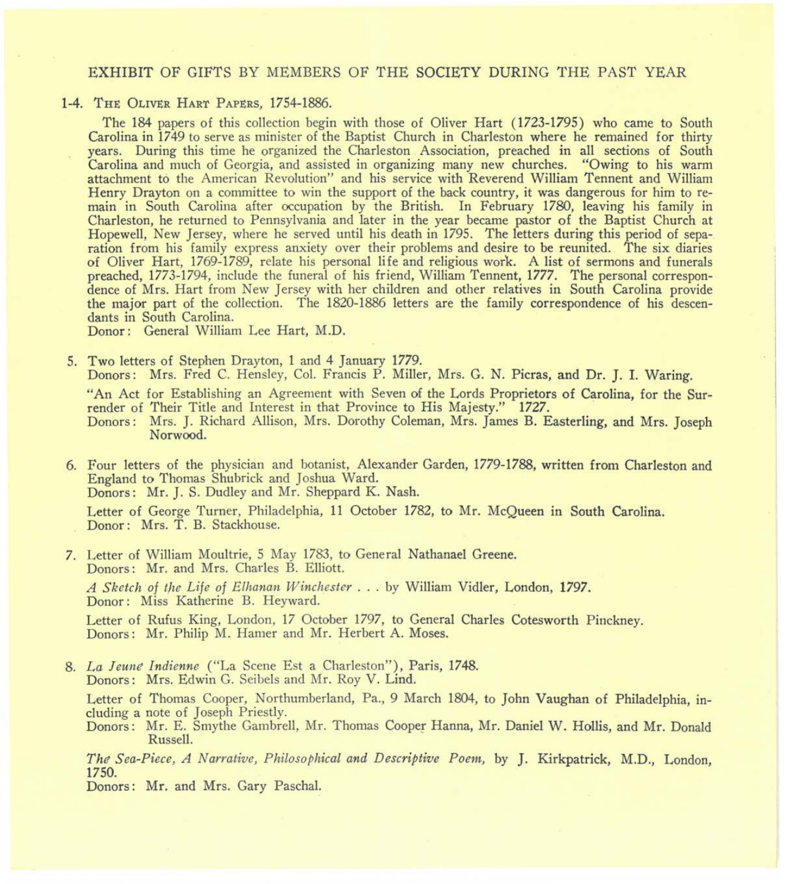## EXHIBIT OF GIFTS BY MEMBERS OF THE SOCIETY DURING THE PAST YEAR

1-4. THE OLIVER HART PAPERS, 1754-1886.

The 184 papers of this collection begin with those of Oliver Hart (1723-1795) who came to South Carolina in 1749 to serve as minister of the Baptist Church in Charleston where he remained for thirty years. During this time he organized the Charleston Association, preached in all sections of South Carolina and much of Georgia, and assisted in organizing many new churches. "Owing to his warm attachment to the American Revolution" and his service with Reverend William Tennent and William Henry Drayton on a committee to win the support of the back country, it was dangerous for him to remain in South Carolina after occupation by the British. In February 1780, leaving his family in Charleston, he returned to Pennsylvania and later in the year became pastor of the Baptist Church at Hopewell, New Jersey, where he served until his death in 1795. The letters during this period of separation from his family express anxiety over their problems and desire to be reunited. The six diaries of Oliver Hart, 1769-1789, relate his personal life and religious work. A list of sermons and funerals preached, 1773-1794, include the funeral of his friend, William Tennent, 1777. The personal correspondence of Mrs. Hart from New Jersey with her children and other relatives in South Carolina provide the major part of the collection. The 1820-1886 letters are the family correspondence of his descendants in South Carolina.
Donor: General William Lee Hart, M.D.

5. Two letters of Stephen Drayton, 1 and 4 January 1779.
Donors: Mrs. Fred C. Hensley, Col. Francis P. Miller, Mrs. G. N. Picras, and Dr. J. I. Waring.

"An Act for Establishing an Agreement with Seven of the Lords Proprietors of Carolina, for the Surrender of Their Title and Interest in that Province to His Majesty." 1727.
Donors: Mrs. J. Richard Allison, Mrs. Dorothy Coleman, Mrs. James B. Easterling, and Mrs. Joseph Norwood.

6. Four letters of the physician and botanist, Alexander Garden, 1779-1788, written from Charleston and England to Thomas Shubrick and Joshua Ward.
Donors: Mr. J. S. Dudley and Mr. Sheppard K. Nash.

Letter of George Turner, Philadelphia, 11 October 1782, to Mr. McQueen in South Carolina.
Donor: Mrs. T. B. Stackhouse.

7. Letter of William Moultrie, 5 May 1783, to General Nathanael Greene.
Donors: Mr. and Mrs. Charles B. Elliott.

*A Sketch of the Life of Elhanan Winchester . . .* by William Vidler, London, 1797.
Donor: Miss Katherine B. Heyward.

Letter of Rufus King, London, 17 October 1797, to General Charles Cotesworth Pinckney.
Donors: Mr. Philip M. Hamer and Mr. Herbert A. Moses.

8. *La Jeune Indienne* ("La Scene Est a Charleston"), Paris, 1748.
Donors: Mrs. Edwin G. Seibels and Mr. Roy V. Lind.

Letter of Thomas Cooper, Northumberland, Pa., 9 March 1804, to John Vaughan of Philadelphia, including a note of Joseph Priestly.
Donors: Mr. E. Smythe Gambrell, Mr. Thomas Cooper Hanna, Mr. Daniel W. Hollis, and Mr. Donald Russell.

*The Sea-Piece, A Narrative, Philosophical and Descriptive Poem,* by J. Kirkpatrick, M.D., London, 1750.
Donors: Mr. and Mrs. Gary Paschal.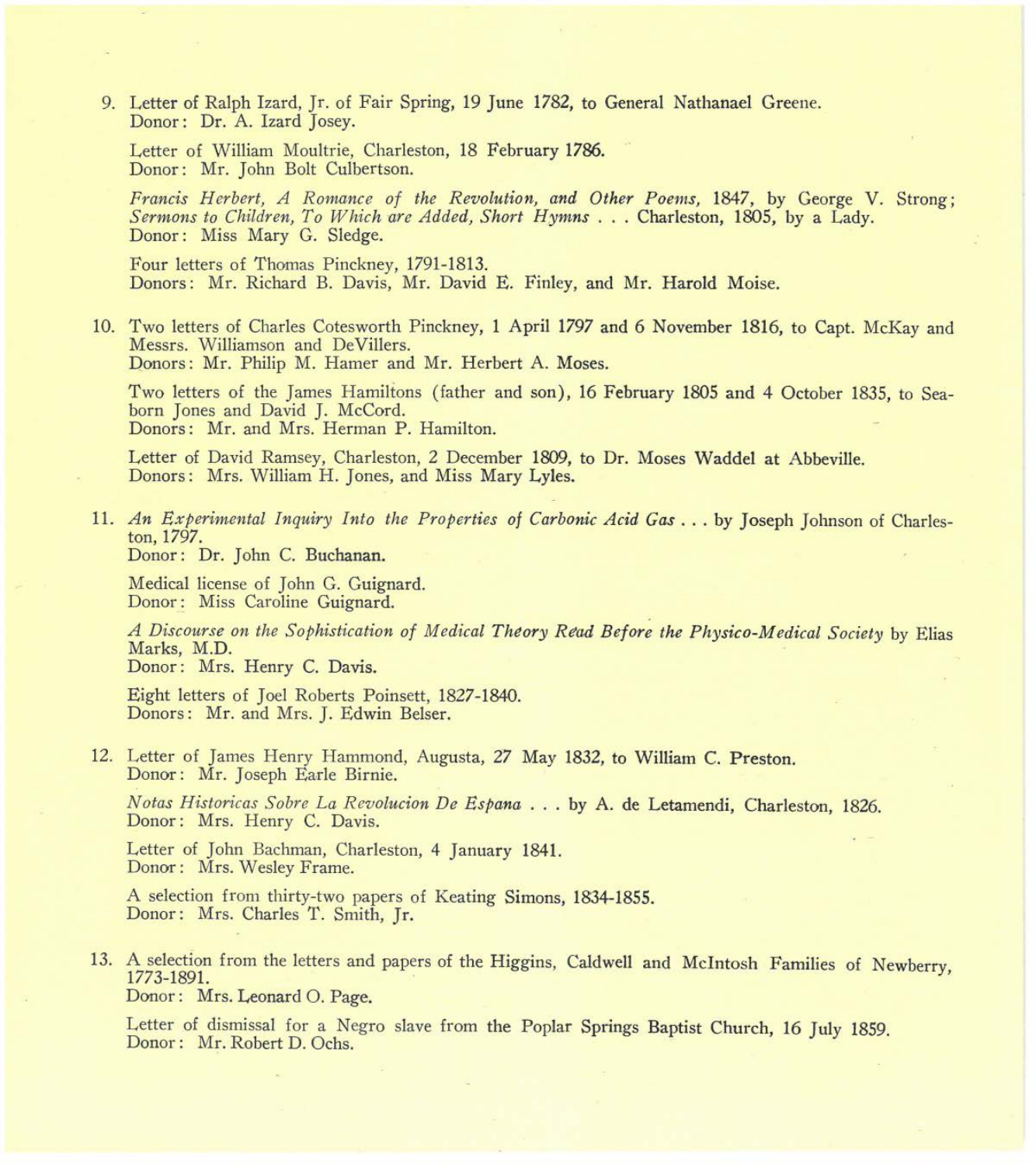9. Letter of Ralph Izard, Jr. of Fair Spring, 19 June 1782, to General Nathanael Greene.
   Donor: Dr. A. Izard Josey.

   Letter of William Moultrie, Charleston, 18 February 1786.
   Donor: Mr. John Bolt Culbertson.

   *Francis Herbert, A Romance of the Revolution, and Other Poems,* 1847, by George V. Strong; *Sermons to Children, To Which are Added, Short Hymns . . .* Charleston, 1805, by a Lady.
   Donor: Miss Mary G. Sledge.

   Four letters of Thomas Pinckney, 1791-1813.
   Donors: Mr. Richard B. Davis, Mr. David E. Finley, and Mr. Harold Moise.

10. Two letters of Charles Cotesworth Pinckney, 1 April 1797 and 6 November 1816, to Capt. McKay and Messrs. Williamson and DeVillers.
    Donors: Mr. Philip M. Hamer and Mr. Herbert A. Moses.

    Two letters of the James Hamiltons (father and son), 16 February 1805 and 4 October 1835, to Seaborn Jones and David J. McCord.
    Donors: Mr. and Mrs. Herman P. Hamilton.

    Letter of David Ramsey, Charleston, 2 December 1809, to Dr. Moses Waddel at Abbeville.
    Donors: Mrs. William H. Jones, and Miss Mary Lyles.

11. *An Experimental Inquiry Into the Properties of Carbonic Acid Gas . . .* by Joseph Johnson of Charleston, 1797.
    Donor: Dr. John C. Buchanan.

    Medical license of John G. Guignard.
    Donor: Miss Caroline Guignard.

    *A Discourse on the Sophistication of Medical Theory Read Before the Physico-Medical Society* by Elias Marks, M.D.
    Donor: Mrs. Henry C. Davis.

    Eight letters of Joel Roberts Poinsett, 1827-1840.
    Donors: Mr. and Mrs. J. Edwin Belser.

12. Letter of James Henry Hammond, Augusta, 27 May 1832, to William C. Preston.
    Donor: Mr. Joseph Earle Birnie.

    *Notas Historicas Sobre La Revolucion De Espana . . .* by A. de Letamendi, Charleston, 1826.
    Donor: Mrs. Henry C. Davis.

    Letter of John Bachman, Charleston, 4 January 1841.
    Donor: Mrs. Wesley Frame.

    A selection from thirty-two papers of Keating Simons, 1834-1855.
    Donor: Mrs. Charles T. Smith, Jr.

13. A selection from the letters and papers of the Higgins, Caldwell and McIntosh Families of Newberry, 1773-1891.
    Donor: Mrs. Leonard O. Page.

    Letter of dismissal for a Negro slave from the Poplar Springs Baptist Church, 16 July 1859.
    Donor: Mr. Robert D. Ochs.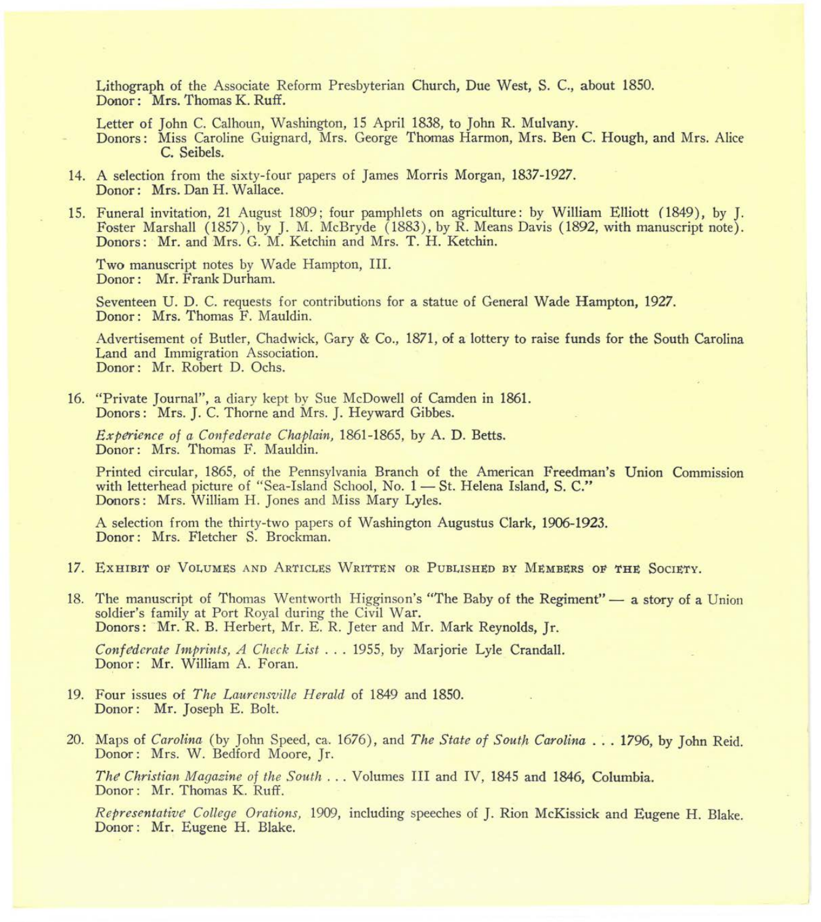Lithograph of the Associate Reform Presbyterian Church, Due West, S. C., about 1850.
Donor: Mrs. Thomas K. Ruff.

Letter of John C. Calhoun, Washington, 15 April 1838, to John R. Mulvany.
Donors: Miss Caroline Guignard, Mrs. George Thomas Harmon, Mrs. Ben C. Hough, and Mrs. Alice C. Seibels.

14. A selection from the sixty-four papers of James Morris Morgan, 1837-1927.
Donor: Mrs. Dan H. Wallace.

15. Funeral invitation, 21 August 1809; four pamphlets on agriculture: by William Elliott (1849), by J. Foster Marshall (1857), by J. M. McBryde (1883), by R. Means Davis (1892, with manuscript note).
Donors: Mr. and Mrs. G. M. Ketchin and Mrs. T. H. Ketchin.

Two manuscript notes by Wade Hampton, III.
Donor: Mr. Frank Durham.

Seventeen U. D. C. requests for contributions for a statue of General Wade Hampton, 1927.
Donor: Mrs. Thomas F. Mauldin.

Advertisement of Butler, Chadwick, Gary & Co., 1871, of a lottery to raise funds for the South Carolina Land and Immigration Association.
Donor: Mr. Robert D. Ochs.

16. "Private Journal", a diary kept by Sue McDowell of Camden in 1861.
Donors: Mrs. J. C. Thorne and Mrs. J. Heyward Gibbes.

*Experience of a Confederate Chaplain,* 1861-1865, by A. D. Betts.
Donor: Mrs. Thomas F. Mauldin.

Printed circular, 1865, of the Pennsylvania Branch of the American Freedman's Union Commission with letterhead picture of "Sea-Island School, No. 1 — St. Helena Island, S. C."
Donors: Mrs. William H. Jones and Miss Mary Lyles.

A selection from the thirty-two papers of Washington Augustus Clark, 1906-1923.
Donor: Mrs. Fletcher S. Brockman.

17. Exhibit of Volumes and Articles Written or Published by Members of the Society.

18. The manuscript of Thomas Wentworth Higginson's "The Baby of the Regiment" — a story of a Union soldier's family at Port Royal during the Civil War.
Donors: Mr. R. B. Herbert, Mr. E. R. Jeter and Mr. Mark Reynolds, Jr.

*Confederate Imprints, A Check List . . .* 1955, by Marjorie Lyle Crandall.
Donor: Mr. William A. Foran.

19. Four issues of *The Laurensville Herald* of 1849 and 1850.
Donor: Mr. Joseph E. Bolt.

20. Maps of *Carolina* (by John Speed, ca. 1676), and *The State of South Carolina . . .* 1796, by John Reid.
Donor: Mrs. W. Bedford Moore, Jr.

*The Christian Magazine of the South . . .* Volumes III and IV, 1845 and 1846, Columbia.
Donor: Mr. Thomas K. Ruff.

*Representative College Orations,* 1909, including speeches of J. Rion McKissick and Eugene H. Blake.
Donor: Mr. Eugene H. Blake.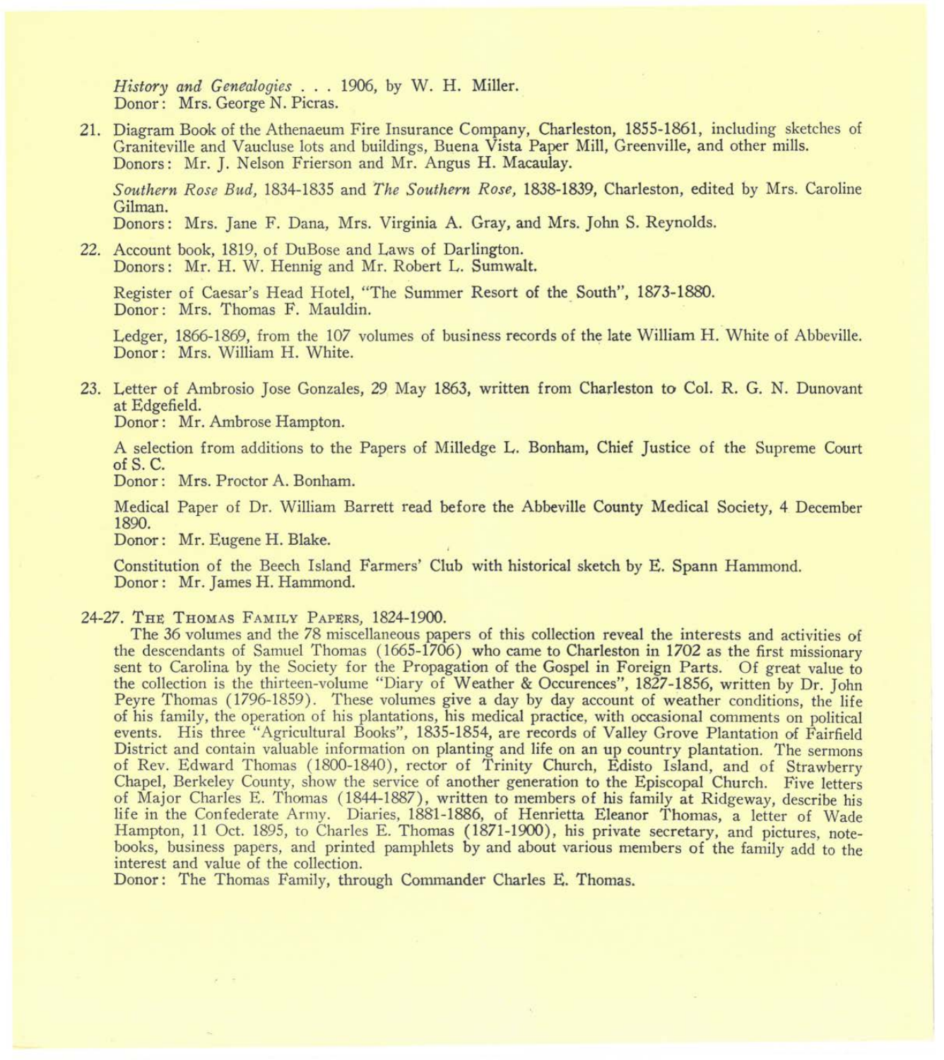*History and Genealogies* . . . 1906, by W. H. Miller.
Donor: Mrs. George N. Picras.

21. Diagram Book of the Athenaeum Fire Insurance Company, Charleston, 1855-1861, including sketches of Graniteville and Vaucluse lots and buildings, Buena Vista Paper Mill, Greenville, and other mills.
Donors: Mr. J. Nelson Frierson and Mr. Angus H. Macaulay.

*Southern Rose Bud,* 1834-1835 and *The Southern Rose,* 1838-1839, Charleston, edited by Mrs. Caroline Gilman.
Donors: Mrs. Jane F. Dana, Mrs. Virginia A. Gray, and Mrs. John S. Reynolds.

22. Account book, 1819, of DuBose and Laws of Darlington.
Donors: Mr. H. W. Hennig and Mr. Robert L. Sumwalt.

Register of Caesar's Head Hotel, "The Summer Resort of the South", 1873-1880.
Donor: Mrs. Thomas F. Mauldin.

Ledger, 1866-1869, from the 107 volumes of business records of the late William H. White of Abbeville.
Donor: Mrs. William H. White.

23. Letter of Ambrosio Jose Gonzales, 29 May 1863, written from Charleston to Col. R. G. N. Dunovant at Edgefield.
Donor: Mr. Ambrose Hampton.

A selection from additions to the Papers of Milledge L. Bonham, Chief Justice of the Supreme Court of S. C.
Donor: Mrs. Proctor A. Bonham.

Medical Paper of Dr. William Barrett read before the Abbeville County Medical Society, 4 December 1890.
Donor: Mr. Eugene H. Blake.

Constitution of the Beech Island Farmers' Club with historical sketch by E. Spann Hammond.
Donor: Mr. James H. Hammond.

24-27. THE THOMAS FAMILY PAPERS, 1824-1900.

The 36 volumes and the 78 miscellaneous papers of this collection reveal the interests and activities of the descendants of Samuel Thomas (1665-1706) who came to Charleston in 1702 as the first missionary sent to Carolina by the Society for the Propagation of the Gospel in Foreign Parts. Of great value to the collection is the thirteen-volume "Diary of Weather & Occurences", 1827-1856, written by Dr. John Peyre Thomas (1796-1859). These volumes give a day by day account of weather conditions, the life of his family, the operation of his plantations, his medical practice, with occasional comments on political events. His three "Agricultural Books", 1835-1854, are records of Valley Grove Plantation of Fairfield District and contain valuable information on planting and life on an up country plantation. The sermons of Rev. Edward Thomas (1800-1840), rector of Trinity Church, Edisto Island, and of Strawberry Chapel, Berkeley County, show the service of another generation to the Episcopal Church. Five letters of Major Charles E. Thomas (1844-1887), written to members of his family at Ridgeway, describe his life in the Confederate Army. Diaries, 1881-1886, of Henrietta Eleanor Thomas, a letter of Wade Hampton, 11 Oct. 1895, to Charles E. Thomas (1871-1900), his private secretary, and pictures, note-books, business papers, and printed pamphlets by and about various members of the family add to the interest and value of the collection.

Donor: The Thomas Family, through Commander Charles E. Thomas.